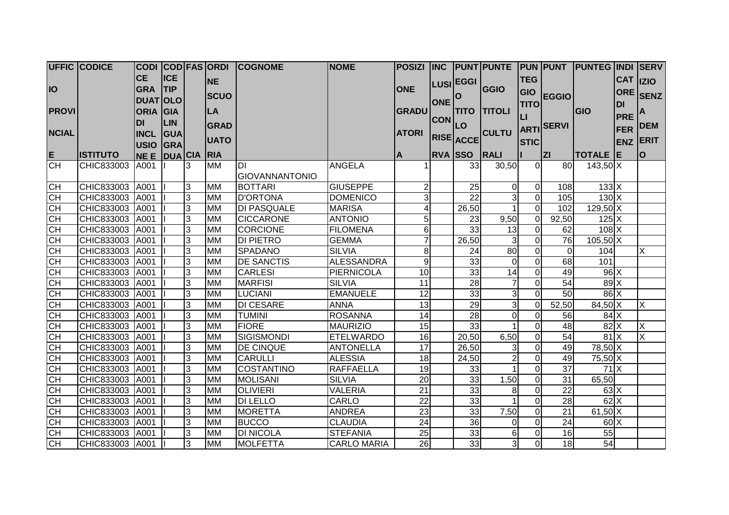| UFFICIO PROVINCIALE | CODICE ISTITUTO | CODICE GRADUATORIA DI INCLUSIONE | CODICE TIPOLOGIA LINGUA GRADUA | FASCIA | ORDINE SCUOLA GRADUATORIA | COGNOME | NOME | POSIZIONE GRADUATORIA | INCLUSIONE CON RISERVA | PUNTEGGIO TITOLO ACCESSO | PUNTEGGIO TITOLI CULTURALI | PUNTEGGIO TITOLI ARTISTICI | PUNTEGGIO SERVIZI | PUNTEGGIO TOTALE | INDICATORE DI PREFERENZE | SERVIZIO SENZA DEMERITO |
|---|---|---|---|---|---|---|---|---|---|---|---|---|---|---|---|---|
| CH | CHIC833003 | A001 | I | 3 | MM | DI GIOVANNANTONIO | ANGELA | 1 | | 33 | 30,50 | 0 | 80 | 143,50 | X | |
| CH | CHIC833003 | A001 | I | 3 | MM | BOTTARI | GIUSEPPE | 2 | | 25 | 0 | 0 | 108 | 133 | X | |
| CH | CHIC833003 | A001 | I | 3 | MM | D'ORTONA | DOMENICO | 3 | | 22 | 3 | 0 | 105 | 130 | X | |
| CH | CHIC833003 | A001 | I | 3 | MM | DI PASQUALE | MARISA | 4 | | 26,50 | 1 | 0 | 102 | 129,50 | X | |
| CH | CHIC833003 | A001 | I | 3 | MM | CICCARONE | ANTONIO | 5 | | 23 | 9,50 | 0 | 92,50 | 125 | X | |
| CH | CHIC833003 | A001 | I | 3 | MM | CORCIONE | FILOMENA | 6 | | 33 | 13 | 0 | 62 | 108 | X | |
| CH | CHIC833003 | A001 | I | 3 | MM | DI PIETRO | GEMMA | 7 | | 26,50 | 3 | 0 | 76 | 105,50 | X | |
| CH | CHIC833003 | A001 | I | 3 | MM | SPADANO | SILVIA | 8 | | 24 | 80 | 0 | 0 | 104 | | X |
| CH | CHIC833003 | A001 | I | 3 | MM | DE SANCTIS | ALESSANDRA | 9 | | 33 | 0 | 0 | 68 | 101 | | |
| CH | CHIC833003 | A001 | I | 3 | MM | CARLESI | PIERNICOLA | 10 | | 33 | 14 | 0 | 49 | 96 | X | |
| CH | CHIC833003 | A001 | I | 3 | MM | MARFISI | SILVIA | 11 | | 28 | 7 | 0 | 54 | 89 | X | |
| CH | CHIC833003 | A001 | I | 3 | MM | LUCIANI | EMANUELE | 12 | | 33 | 3 | 0 | 50 | 86 | X | |
| CH | CHIC833003 | A001 | I | 3 | MM | DI CESARE | ANNA | 13 | | 29 | 3 | 0 | 52,50 | 84,50 | X | X |
| CH | CHIC833003 | A001 | I | 3 | MM | TUMINI | ROSANNA | 14 | | 28 | 0 | 0 | 56 | 84 | X | |
| CH | CHIC833003 | A001 | I | 3 | MM | FIORE | MAURIZIO | 15 | | 33 | 1 | 0 | 48 | 82 | X | X |
| CH | CHIC833003 | A001 | I | 3 | MM | SIGISMONDI | ETELWARDO | 16 | | 20,50 | 6,50 | 0 | 54 | 81 | X | X |
| CH | CHIC833003 | A001 | I | 3 | MM | DE CINQUE | ANTONELLA | 17 | | 26,50 | 3 | 0 | 49 | 78,50 | X | |
| CH | CHIC833003 | A001 | I | 3 | MM | CARULLI | ALESSIA | 18 | | 24,50 | 2 | 0 | 49 | 75,50 | X | |
| CH | CHIC833003 | A001 | I | 3 | MM | COSTANTINO | RAFFAELLA | 19 | | 33 | 1 | 0 | 37 | 71 | X | |
| CH | CHIC833003 | A001 | I | 3 | MM | MOLISANI | SILVIA | 20 | | 33 | 1,50 | 0 | 31 | 65,50 | | |
| CH | CHIC833003 | A001 | I | 3 | MM | OLIVIERI | VALERIA | 21 | | 33 | 8 | 0 | 22 | 63 | X | |
| CH | CHIC833003 | A001 | I | 3 | MM | DI LELLO | CARLO | 22 | | 33 | 1 | 0 | 28 | 62 | X | |
| CH | CHIC833003 | A001 | I | 3 | MM | MORETTA | ANDREA | 23 | | 33 | 7,50 | 0 | 21 | 61,50 | X | |
| CH | CHIC833003 | A001 | I | 3 | MM | BUCCO | CLAUDIA | 24 | | 36 | 0 | 0 | 24 | 60 | X | |
| CH | CHIC833003 | A001 | I | 3 | MM | DI NICOLA | STEFANIA | 25 | | 33 | 6 | 0 | 16 | 55 | | |
| CH | CHIC833003 | A001 | I | 3 | MM | MOLFETTA | CARLO MARIA | 26 | | 33 | 3 | 0 | 18 | 54 | | |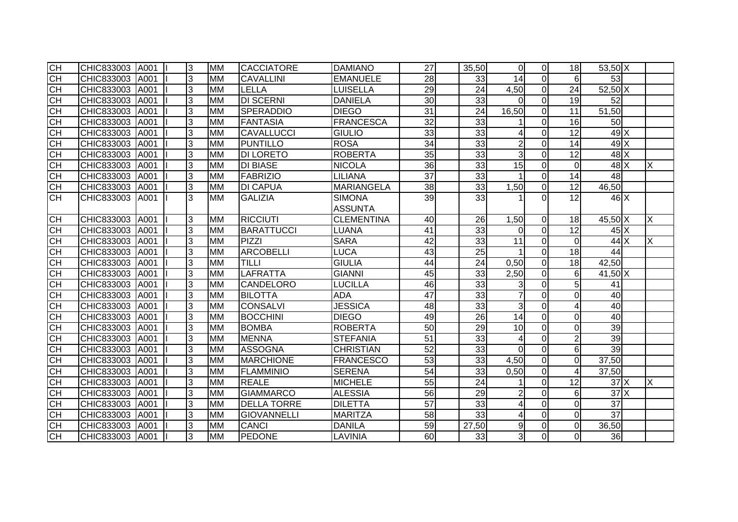| | | | | | | | | | | | | | | | | | |
|---|---|---|---|---|---|---|---|---|---|---|---|---|---|---|---|---|---|
| CH | CHIC833003 | A001 | I | 3 | MM | CACCIATORE | DAMIANO | 27 | | 35,50 | 0 | 0 | 18 | 53,50 | X | | |
| CH | CHIC833003 | A001 | I | 3 | MM | CAVALLINI | EMANUELE | 28 | | 33 | 14 | 0 | 6 | 53 | | | |
| CH | CHIC833003 | A001 | I | 3 | MM | LELLA | LUISELLA | 29 | | 24 | 4,50 | 0 | 24 | 52,50 | X | | |
| CH | CHIC833003 | A001 | I | 3 | MM | DI SCERNI | DANIELA | 30 | | 33 | 0 | 0 | 19 | 52 | | | |
| CH | CHIC833003 | A001 | I | 3 | MM | SPERADDIO | DIEGO | 31 | | 24 | 16,50 | 0 | 11 | 51,50 | | | |
| CH | CHIC833003 | A001 | I | 3 | MM | FANTASIA | FRANCESCA | 32 | | 33 | 1 | 0 | 16 | 50 | | | |
| CH | CHIC833003 | A001 | I | 3 | MM | CAVALLUCCI | GIULIO | 33 | | 33 | 4 | 0 | 12 | 49 | X | | |
| CH | CHIC833003 | A001 | I | 3 | MM | PUNTILLO | ROSA | 34 | | 33 | 2 | 0 | 14 | 49 | X | | |
| CH | CHIC833003 | A001 | I | 3 | MM | DI LORETO | ROBERTA | 35 | | 33 | 3 | 0 | 12 | 48 | X | | |
| CH | CHIC833003 | A001 | I | 3 | MM | DI BIASE | NICOLA | 36 | | 33 | 15 | 0 | 0 | 48 | X | | X |
| CH | CHIC833003 | A001 | I | 3 | MM | FABRIZIO | LILIANA | 37 | | 33 | 1 | 0 | 14 | 48 | | | |
| CH | CHIC833003 | A001 | I | 3 | MM | DI CAPUA | MARIANGELA | 38 | | 33 | 1,50 | 0 | 12 | 46,50 | | | |
| CH | CHIC833003 | A001 | I | 3 | MM | GALIZIA | SIMONA ASSUNTA | 39 | | 33 | 1 | 0 | 12 | 46 | X | | |
| CH | CHIC833003 | A001 | I | 3 | MM | RICCIUTI | CLEMENTINA | 40 | | 26 | 1,50 | 0 | 18 | 45,50 | X | | X |
| CH | CHIC833003 | A001 | I | 3 | MM | BARATTUCCI | LUANA | 41 | | 33 | 0 | 0 | 12 | 45 | X | | |
| CH | CHIC833003 | A001 | I | 3 | MM | PIZZI | SARA | 42 | | 33 | 11 | 0 | 0 | 44 | X | | X |
| CH | CHIC833003 | A001 | I | 3 | MM | ARCOBELLI | LUCA | 43 | | 25 | 1 | 0 | 18 | 44 | | | |
| CH | CHIC833003 | A001 | I | 3 | MM | TILLI | GIULIA | 44 | | 24 | 0,50 | 0 | 18 | 42,50 | | | |
| CH | CHIC833003 | A001 | I | 3 | MM | LAFRATTA | GIANNI | 45 | | 33 | 2,50 | 0 | 6 | 41,50 | X | | |
| CH | CHIC833003 | A001 | I | 3 | MM | CANDELORO | LUCILLA | 46 | | 33 | 3 | 0 | 5 | 41 | | | |
| CH | CHIC833003 | A001 | I | 3 | MM | BILOTTA | ADA | 47 | | 33 | 7 | 0 | 0 | 40 | | | |
| CH | CHIC833003 | A001 | I | 3 | MM | CONSALVI | JESSICA | 48 | | 33 | 3 | 0 | 4 | 40 | | | |
| CH | CHIC833003 | A001 | I | 3 | MM | BOCCHINI | DIEGO | 49 | | 26 | 14 | 0 | 0 | 40 | | | |
| CH | CHIC833003 | A001 | I | 3 | MM | BOMBA | ROBERTA | 50 | | 29 | 10 | 0 | 0 | 39 | | | |
| CH | CHIC833003 | A001 | I | 3 | MM | MENNA | STEFANIA | 51 | | 33 | 4 | 0 | 2 | 39 | | | |
| CH | CHIC833003 | A001 | I | 3 | MM | ASSOGNA | CHRISTIAN | 52 | | 33 | 0 | 0 | 6 | 39 | | | |
| CH | CHIC833003 | A001 | I | 3 | MM | MARCHIONE | FRANCESCO | 53 | | 33 | 4,50 | 0 | 0 | 37,50 | | | |
| CH | CHIC833003 | A001 | I | 3 | MM | FLAMMINIO | SERENA | 54 | | 33 | 0,50 | 0 | 4 | 37,50 | | | |
| CH | CHIC833003 | A001 | I | 3 | MM | REALE | MICHELE | 55 | | 24 | 1 | 0 | 12 | 37 | X | | X |
| CH | CHIC833003 | A001 | I | 3 | MM | GIAMMARCO | ALESSIA | 56 | | 29 | 2 | 0 | 6 | 37 | X | | |
| CH | CHIC833003 | A001 | I | 3 | MM | DELLA TORRE | DILETTA | 57 | | 33 | 4 | 0 | 0 | 37 | | | |
| CH | CHIC833003 | A001 | I | 3 | MM | GIOVANNELLI | MARITZA | 58 | | 33 | 4 | 0 | 0 | 37 | | | |
| CH | CHIC833003 | A001 | I | 3 | MM | CANCI | DANILA | 59 | | 27,50 | 9 | 0 | 0 | 36,50 | | | |
| CH | CHIC833003 | A001 | I | 3 | MM | PEDONE | LAVINIA | 60 | | 33 | 3 | 0 | 0 | 36 | | | |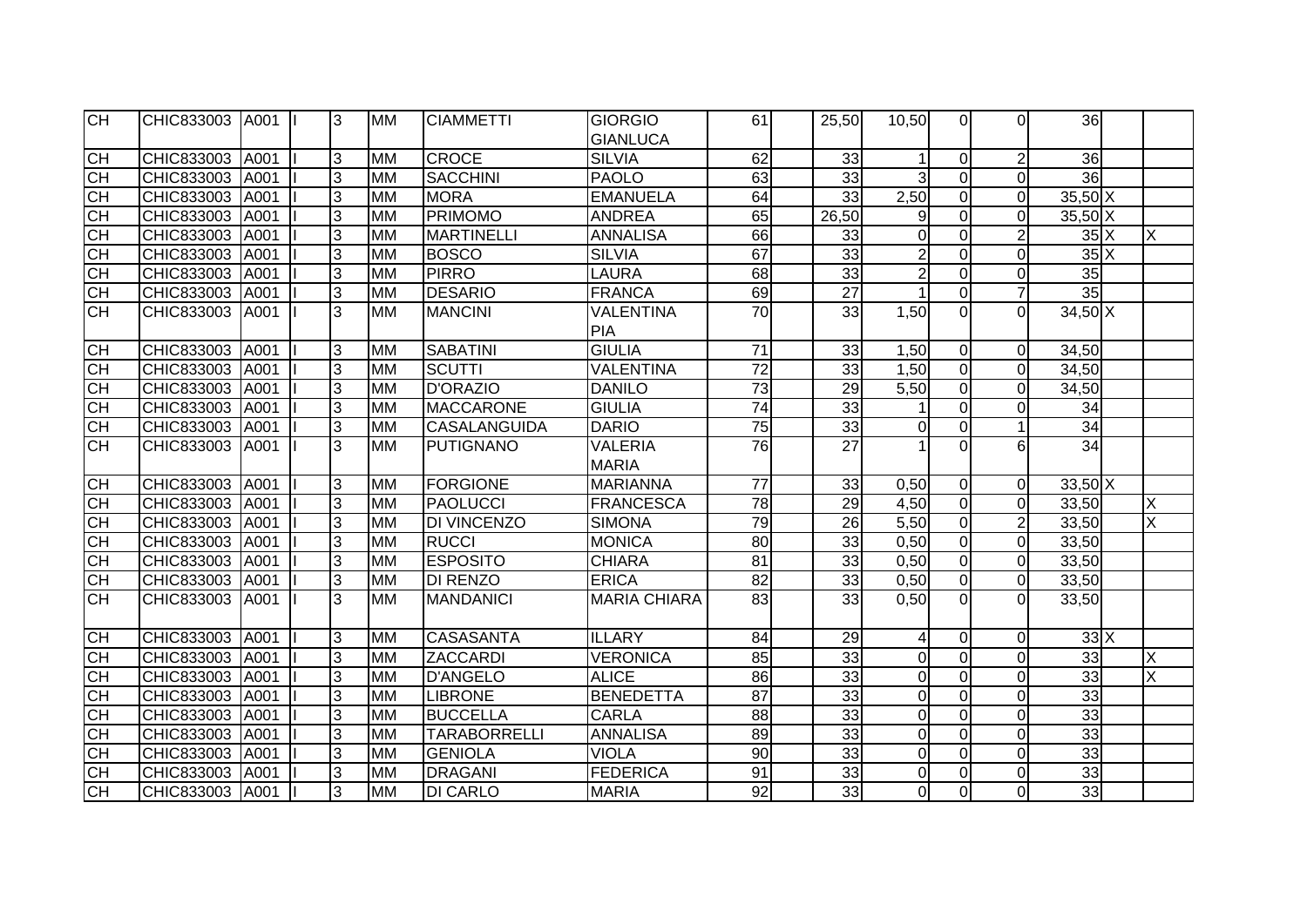| | | | | | | | | | | | | | | | | | |
|---|---|---|---|---|---|---|---|---|---|---|---|---|---|---|---|---|---|
| CH | CHIC833003 | A001 | I | 3 | MM | CIAMMETTI | GIORGIO GIANLUCA | 61 | | 25,50 | 10,50 | 0 | 0 | 36 | | |
| CH | CHIC833003 | A001 | I | 3 | MM | CROCE | SILVIA | 62 | | 33 | 1 | 0 | 2 | 36 | | |
| CH | CHIC833003 | A001 | I | 3 | MM | SACCHINI | PAOLO | 63 | | 33 | 3 | 0 | 0 | 36 | | |
| CH | CHIC833003 | A001 | I | 3 | MM | MORA | EMANUELA | 64 | | 33 | 2,50 | 0 | 0 | 35,50 | X | |
| CH | CHIC833003 | A001 | I | 3 | MM | PRIMOMO | ANDREA | 65 | | 26,50 | 9 | 0 | 0 | 35,50 | X | |
| CH | CHIC833003 | A001 | I | 3 | MM | MARTINELLI | ANNALISA | 66 | | 33 | 0 | 0 | 2 | 35 | X | X |
| CH | CHIC833003 | A001 | I | 3 | MM | BOSCO | SILVIA | 67 | | 33 | 2 | 0 | 0 | 35 | X | |
| CH | CHIC833003 | A001 | I | 3 | MM | PIRRO | LAURA | 68 | | 33 | 2 | 0 | 0 | 35 | | |
| CH | CHIC833003 | A001 | I | 3 | MM | DESARIO | FRANCA | 69 | | 27 | 1 | 0 | 7 | 35 | | |
| CH | CHIC833003 | A001 | I | 3 | MM | MANCINI | VALENTINA PIA | 70 | | 33 | 1,50 | 0 | 0 | 34,50 | X | |
| CH | CHIC833003 | A001 | I | 3 | MM | SABATINI | GIULIA | 71 | | 33 | 1,50 | 0 | 0 | 34,50 | | |
| CH | CHIC833003 | A001 | I | 3 | MM | SCUTTI | VALENTINA | 72 | | 33 | 1,50 | 0 | 0 | 34,50 | | |
| CH | CHIC833003 | A001 | I | 3 | MM | D'ORAZIO | DANILO | 73 | | 29 | 5,50 | 0 | 0 | 34,50 | | |
| CH | CHIC833003 | A001 | I | 3 | MM | MACCARONE | GIULIA | 74 | | 33 | 1 | 0 | 0 | 34 | | |
| CH | CHIC833003 | A001 | I | 3 | MM | CASALANGUIDA | DARIO | 75 | | 33 | 0 | 0 | 1 | 34 | | |
| CH | CHIC833003 | A001 | I | 3 | MM | PUTIGNANO | VALERIA MARIA | 76 | | 27 | 1 | 0 | 6 | 34 | | |
| CH | CHIC833003 | A001 | I | 3 | MM | FORGIONE | MARIANNA | 77 | | 33 | 0,50 | 0 | 0 | 33,50 | X | |
| CH | CHIC833003 | A001 | I | 3 | MM | PAOLUCCI | FRANCESCA | 78 | | 29 | 4,50 | 0 | 0 | 33,50 | | X |
| CH | CHIC833003 | A001 | I | 3 | MM | DI VINCENZO | SIMONA | 79 | | 26 | 5,50 | 0 | 2 | 33,50 | | X |
| CH | CHIC833003 | A001 | I | 3 | MM | RUCCI | MONICA | 80 | | 33 | 0,50 | 0 | 0 | 33,50 | | |
| CH | CHIC833003 | A001 | I | 3 | MM | ESPOSITO | CHIARA | 81 | | 33 | 0,50 | 0 | 0 | 33,50 | | |
| CH | CHIC833003 | A001 | I | 3 | MM | DI RENZO | ERICA | 82 | | 33 | 0,50 | 0 | 0 | 33,50 | | |
| CH | CHIC833003 | A001 | I | 3 | MM | MANDANICI | MARIA CHIARA | 83 | | 33 | 0,50 | 0 | 0 | 33,50 | | |
| CH | CHIC833003 | A001 | I | 3 | MM | CASASANTA | ILLARY | 84 | | 29 | 4 | 0 | 0 | 33 | X | |
| CH | CHIC833003 | A001 | I | 3 | MM | ZACCARDI | VERONICA | 85 | | 33 | 0 | 0 | 0 | 33 | | X |
| CH | CHIC833003 | A001 | I | 3 | MM | D'ANGELO | ALICE | 86 | | 33 | 0 | 0 | 0 | 33 | | X |
| CH | CHIC833003 | A001 | I | 3 | MM | LIBRONE | BENEDETTA | 87 | | 33 | 0 | 0 | 0 | 33 | | |
| CH | CHIC833003 | A001 | I | 3 | MM | BUCCELLA | CARLA | 88 | | 33 | 0 | 0 | 0 | 33 | | |
| CH | CHIC833003 | A001 | I | 3 | MM | TARABORRELLI | ANNALISA | 89 | | 33 | 0 | 0 | 0 | 33 | | |
| CH | CHIC833003 | A001 | I | 3 | MM | GENIOLA | VIOLA | 90 | | 33 | 0 | 0 | 0 | 33 | | |
| CH | CHIC833003 | A001 | I | 3 | MM | DRAGANI | FEDERICA | 91 | | 33 | 0 | 0 | 0 | 33 | | |
| CH | CHIC833003 | A001 | I | 3 | MM | DI CARLO | MARIA | 92 | | 33 | 0 | 0 | 0 | 33 | | |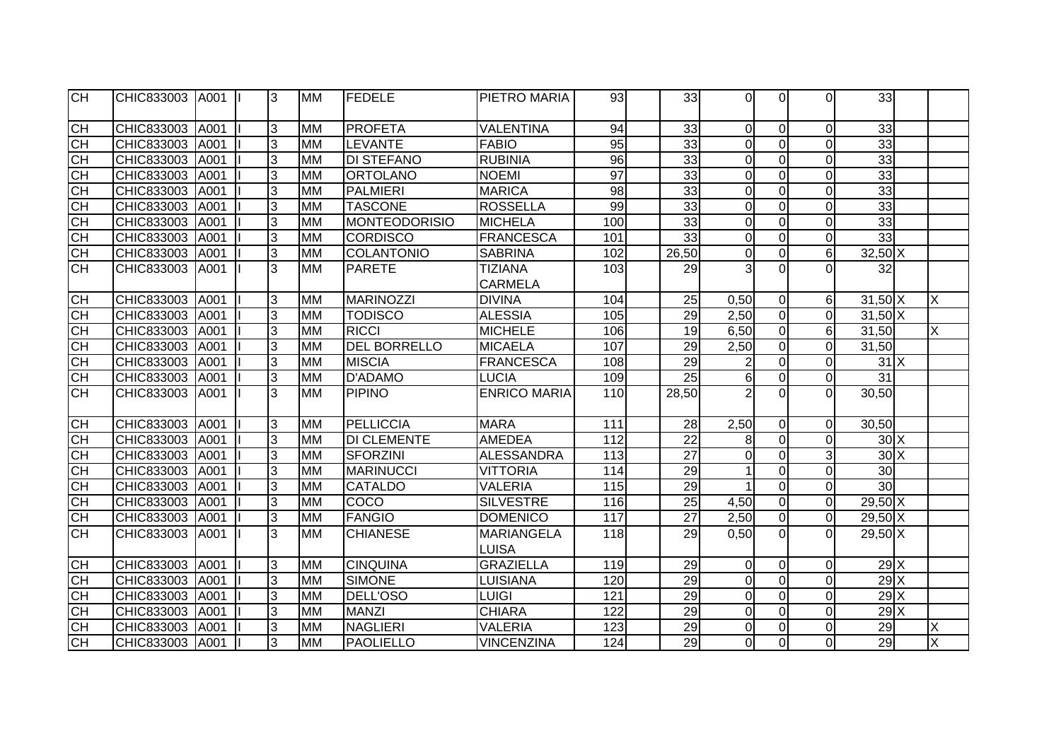| | | | | | | | | | | | | | | | | |
|---|---|---|---|---|---|---|---|---|---|---|---|---|---|---|---|---|
| CH | CHIC833003 | A001 | II | 3 | MM | FEDELE | PIETRO MARIA | 93 | | 33 | 0 | 0 | 0 | 33 | | |
| CH | CHIC833003 | A001 | II | 3 | MM | PROFETA | VALENTINA | 94 | | 33 | 0 | 0 | 0 | 33 | | |
| CH | CHIC833003 | A001 | II | 3 | MM | LEVANTE | FABIO | 95 | | 33 | 0 | 0 | 0 | 33 | | |
| CH | CHIC833003 | A001 | II | 3 | MM | DI STEFANO | RUBINIA | 96 | | 33 | 0 | 0 | 0 | 33 | | |
| CH | CHIC833003 | A001 | II | 3 | MM | ORTOLANO | NOEMI | 97 | | 33 | 0 | 0 | 0 | 33 | | |
| CH | CHIC833003 | A001 | II | 3 | MM | PALMIERI | MARICA | 98 | | 33 | 0 | 0 | 0 | 33 | | |
| CH | CHIC833003 | A001 | II | 3 | MM | TASCONE | ROSSELLA | 99 | | 33 | 0 | 0 | 0 | 33 | | |
| CH | CHIC833003 | A001 | II | 3 | MM | MONTEODORISIO | MICHELA | 100 | | 33 | 0 | 0 | 0 | 33 | | |
| CH | CHIC833003 | A001 | II | 3 | MM | CORDISCO | FRANCESCA | 101 | | 33 | 0 | 0 | 0 | 33 | | |
| CH | CHIC833003 | A001 | II | 3 | MM | COLANTONIO | SABRINA | 102 | | 26,50 | 0 | 0 | 6 | 32,50 | X | |
| CH | CHIC833003 | A001 | II | 3 | MM | PARETE | TIZIANA CARMELA | 103 | | 29 | 3 | 0 | 0 | 32 | | |
| CH | CHIC833003 | A001 | II | 3 | MM | MARINOZZI | DIVINA | 104 | | 25 | 0,50 | 0 | 6 | 31,50 | X | X |
| CH | CHIC833003 | A001 | II | 3 | MM | TODISCO | ALESSIA | 105 | | 29 | 2,50 | 0 | 0 | 31,50 | X | |
| CH | CHIC833003 | A001 | II | 3 | MM | RICCI | MICHELE | 106 | | 19 | 6,50 | 0 | 6 | 31,50 | | X |
| CH | CHIC833003 | A001 | II | 3 | MM | DEL BORRELLO | MICAELA | 107 | | 29 | 2,50 | 0 | 0 | 31,50 | | |
| CH | CHIC833003 | A001 | II | 3 | MM | MISCIA | FRANCESCA | 108 | | 29 | 2 | 0 | 0 | 31 | X | |
| CH | CHIC833003 | A001 | II | 3 | MM | D'ADAMO | LUCIA | 109 | | 25 | 6 | 0 | 0 | 31 | | |
| CH | CHIC833003 | A001 | II | 3 | MM | PIPINO | ENRICO MARIA | 110 | | 28,50 | 2 | 0 | 0 | 30,50 | | |
| CH | CHIC833003 | A001 | II | 3 | MM | PELLICCIA | MARA | 111 | | 28 | 2,50 | 0 | 0 | 30,50 | | |
| CH | CHIC833003 | A001 | II | 3 | MM | DI CLEMENTE | AMEDEA | 112 | | 22 | 8 | 0 | 0 | 30 | X | |
| CH | CHIC833003 | A001 | II | 3 | MM | SFORZINI | ALESSANDRA | 113 | | 27 | 0 | 0 | 3 | 30 | X | |
| CH | CHIC833003 | A001 | II | 3 | MM | MARINUCCI | VITTORIA | 114 | | 29 | 1 | 0 | 0 | 30 | | |
| CH | CHIC833003 | A001 | II | 3 | MM | CATALDO | VALERIA | 115 | | 29 | 1 | 0 | 0 | 30 | | |
| CH | CHIC833003 | A001 | II | 3 | MM | COCO | SILVESTRE | 116 | | 25 | 4,50 | 0 | 0 | 29,50 | X | |
| CH | CHIC833003 | A001 | II | 3 | MM | FANGIO | DOMENICO | 117 | | 27 | 2,50 | 0 | 0 | 29,50 | X | |
| CH | CHIC833003 | A001 | II | 3 | MM | CHIANESE | MARIANGELA LUISA | 118 | | 29 | 0,50 | 0 | 0 | 29,50 | X | |
| CH | CHIC833003 | A001 | II | 3 | MM | CINQUINA | GRAZIELLA | 119 | | 29 | 0 | 0 | 0 | 29 | X | |
| CH | CHIC833003 | A001 | II | 3 | MM | SIMONE | LUISIANA | 120 | | 29 | 0 | 0 | 0 | 29 | X | |
| CH | CHIC833003 | A001 | II | 3 | MM | DELL'OSO | LUIGI | 121 | | 29 | 0 | 0 | 0 | 29 | X | |
| CH | CHIC833003 | A001 | II | 3 | MM | MANZI | CHIARA | 122 | | 29 | 0 | 0 | 0 | 29 | X | |
| CH | CHIC833003 | A001 | II | 3 | MM | NAGLIERI | VALERIA | 123 | | 29 | 0 | 0 | 0 | 29 | | X |
| CH | CHIC833003 | A001 | II | 3 | MM | PAOLIELLO | VINCENZINA | 124 | | 29 | 0 | 0 | 0 | 29 | | X |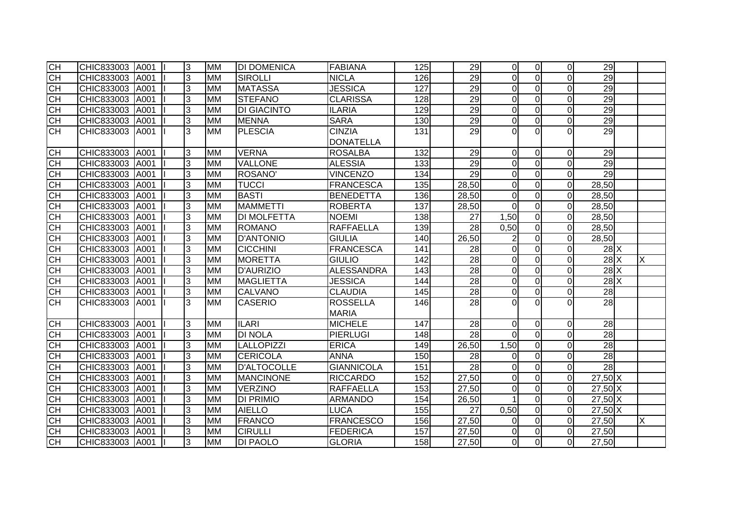| | | | | | | | | | | | | | | | |
|---|---|---|---|---|---|---|---|---|---|---|---|---|---|---|---|
| CH | CHIC833003 | A001 | II | 3 | MM | DI DOMENICA | FABIANA | 125 | 29 | 0 | 0 | 0 | 29 | | |
| CH | CHIC833003 | A001 | II | 3 | MM | SIROLLI | NICLA | 126 | 29 | 0 | 0 | 0 | 29 | | |
| CH | CHIC833003 | A001 | II | 3 | MM | MATASSA | JESSICA | 127 | 29 | 0 | 0 | 0 | 29 | | |
| CH | CHIC833003 | A001 | II | 3 | MM | STEFANO | CLARISSA | 128 | 29 | 0 | 0 | 0 | 29 | | |
| CH | CHIC833003 | A001 | II | 3 | MM | DI GIACINTO | ILARIA | 129 | 29 | 0 | 0 | 0 | 29 | | |
| CH | CHIC833003 | A001 | II | 3 | MM | MENNA | SARA | 130 | 29 | 0 | 0 | 0 | 29 | | |
| CH | CHIC833003 | A001 | II | 3 | MM | PLESCIA | CINZIA DONATELLA | 131 | 29 | 0 | 0 | 0 | 29 | | |
| CH | CHIC833003 | A001 | II | 3 | MM | VERNA | ROSALBA | 132 | 29 | 0 | 0 | 0 | 29 | | |
| CH | CHIC833003 | A001 | II | 3 | MM | VALLONE | ALESSIA | 133 | 29 | 0 | 0 | 0 | 29 | | |
| CH | CHIC833003 | A001 | II | 3 | MM | ROSANO' | VINCENZO | 134 | 29 | 0 | 0 | 0 | 29 | | |
| CH | CHIC833003 | A001 | II | 3 | MM | TUCCI | FRANCESCA | 135 | 28,50 | 0 | 0 | 0 | 28,50 | | |
| CH | CHIC833003 | A001 | II | 3 | MM | BASTI | BENEDETTA | 136 | 28,50 | 0 | 0 | 0 | 28,50 | | |
| CH | CHIC833003 | A001 | II | 3 | MM | MAMMETTI | ROBERTA | 137 | 28,50 | 0 | 0 | 0 | 28,50 | | |
| CH | CHIC833003 | A001 | II | 3 | MM | DI MOLFETTA | NOEMI | 138 | 27 | 1,50 | 0 | 0 | 28,50 | | |
| CH | CHIC833003 | A001 | II | 3 | MM | ROMANO | RAFFAELLA | 139 | 28 | 0,50 | 0 | 0 | 28,50 | | |
| CH | CHIC833003 | A001 | II | 3 | MM | D'ANTONIO | GIULIA | 140 | 26,50 | 2 | 0 | 0 | 28,50 | | |
| CH | CHIC833003 | A001 | II | 3 | MM | CICCHINI | FRANCESCA | 141 | 28 | 0 | 0 | 0 | 28 | X | |
| CH | CHIC833003 | A001 | II | 3 | MM | MORETTA | GIULIO | 142 | 28 | 0 | 0 | 0 | 28 | X | X |
| CH | CHIC833003 | A001 | II | 3 | MM | D'AURIZIO | ALESSANDRA | 143 | 28 | 0 | 0 | 0 | 28 | X | |
| CH | CHIC833003 | A001 | II | 3 | MM | MAGLIETTA | JESSICA | 144 | 28 | 0 | 0 | 0 | 28 | X | |
| CH | CHIC833003 | A001 | II | 3 | MM | CALVANO | CLAUDIA | 145 | 28 | 0 | 0 | 0 | 28 | | |
| CH | CHIC833003 | A001 | II | 3 | MM | CASERIO | ROSSELLA MARIA | 146 | 28 | 0 | 0 | 0 | 28 | | |
| CH | CHIC833003 | A001 | II | 3 | MM | ILARI | MICHELE | 147 | 28 | 0 | 0 | 0 | 28 | | |
| CH | CHIC833003 | A001 | II | 3 | MM | DI NOLA | PIERLUGI | 148 | 28 | 0 | 0 | 0 | 28 | | |
| CH | CHIC833003 | A001 | II | 3 | MM | LALLOPIZZI | ERICA | 149 | 26,50 | 1,50 | 0 | 0 | 28 | | |
| CH | CHIC833003 | A001 | II | 3 | MM | CERICOLA | ANNA | 150 | 28 | 0 | 0 | 0 | 28 | | |
| CH | CHIC833003 | A001 | II | 3 | MM | D'ALTOCOLLE | GIANNICOLA | 151 | 28 | 0 | 0 | 0 | 28 | | |
| CH | CHIC833003 | A001 | II | 3 | MM | MANCINONE | RICCARDO | 152 | 27,50 | 0 | 0 | 0 | 27,50 | X | |
| CH | CHIC833003 | A001 | II | 3 | MM | VERZINO | RAFFAELLA | 153 | 27,50 | 0 | 0 | 0 | 27,50 | X | |
| CH | CHIC833003 | A001 | II | 3 | MM | DI PRIMIO | ARMANDO | 154 | 26,50 | 1 | 0 | 0 | 27,50 | X | |
| CH | CHIC833003 | A001 | II | 3 | MM | AIELLO | LUCA | 155 | 27 | 0,50 | 0 | 0 | 27,50 | X | |
| CH | CHIC833003 | A001 | II | 3 | MM | FRANCO | FRANCESCO | 156 | 27,50 | 0 | 0 | 0 | 27,50 | | X |
| CH | CHIC833003 | A001 | II | 3 | MM | CIRULLI | FEDERICA | 157 | 27,50 | 0 | 0 | 0 | 27,50 | | |
| CH | CHIC833003 | A001 | II | 3 | MM | DI PAOLO | GLORIA | 158 | 27,50 | 0 | 0 | 0 | 27,50 | | |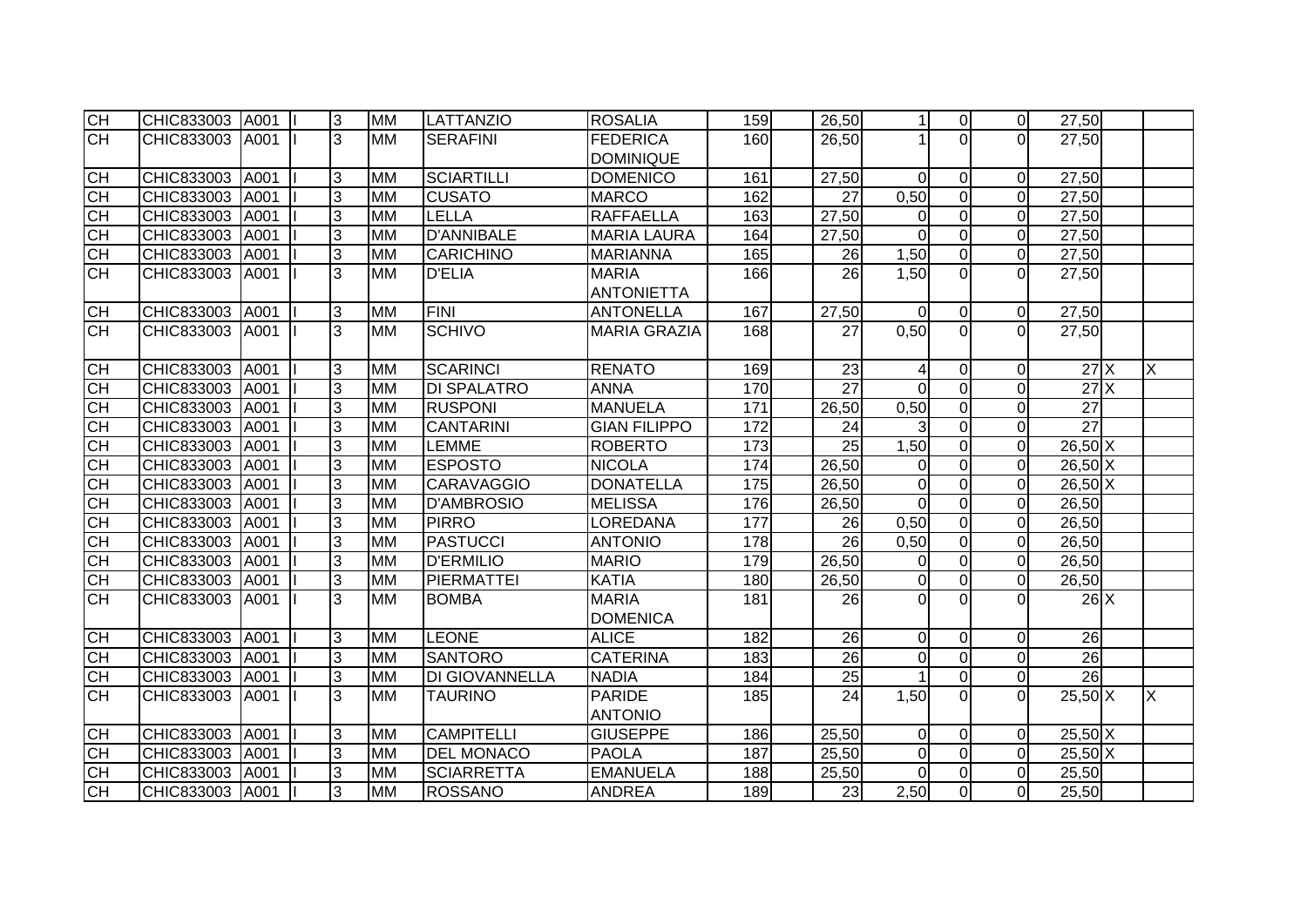| | | | | | | | | | | | | | | | | | |
|---|---|---|---|---|---|---|---|---|---|---|---|---|---|---|---|---|---|
| CH | CHIC833003 | A001 | I | | 3 | MM | LATTANZIO | ROSALIA | 159 | | 26,50 | 1 | 0 | 0 | 27,50 | | |
| CH | CHIC833003 | A001 | I | | 3 | MM | SERAFINI | FEDERICA DOMINIQUE | 160 | | 26,50 | 1 | 0 | 0 | 27,50 | | |
| CH | CHIC833003 | A001 | I | | 3 | MM | SCIARTILLI | DOMENICO | 161 | | 27,50 | 0 | 0 | 0 | 27,50 | | |
| CH | CHIC833003 | A001 | I | | 3 | MM | CUSATO | MARCO | 162 | | 27 | 0,50 | 0 | 0 | 27,50 | | |
| CH | CHIC833003 | A001 | I | | 3 | MM | LELLA | RAFFAELLA | 163 | | 27,50 | 0 | 0 | 0 | 27,50 | | |
| CH | CHIC833003 | A001 | I | | 3 | MM | D'ANNIBALE | MARIA LAURA | 164 | | 27,50 | 0 | 0 | 0 | 27,50 | | |
| CH | CHIC833003 | A001 | I | | 3 | MM | CARICHINO | MARIANNA | 165 | | 26 | 1,50 | 0 | 0 | 27,50 | | |
| CH | CHIC833003 | A001 | I | | 3 | MM | D'ELIA | MARIA ANTONIETTA | 166 | | 26 | 1,50 | 0 | 0 | 27,50 | | |
| CH | CHIC833003 | A001 | I | | 3 | MM | FINI | ANTONELLA | 167 | | 27,50 | 0 | 0 | 0 | 27,50 | | |
| CH | CHIC833003 | A001 | I | | 3 | MM | SCHIVO | MARIA GRAZIA | 168 | | 27 | 0,50 | 0 | 0 | 27,50 | | |
| CH | CHIC833003 | A001 | I | | 3 | MM | SCARINCI | RENATO | 169 | | 23 | 4 | 0 | 0 | 27 | X | X |
| CH | CHIC833003 | A001 | I | | 3 | MM | DI SPALATRO | ANNA | 170 | | 27 | 0 | 0 | 0 | 27 | X | |
| CH | CHIC833003 | A001 | I | | 3 | MM | RUSPONI | MANUELA | 171 | | 26,50 | 0,50 | 0 | 0 | 27 | | |
| CH | CHIC833003 | A001 | I | | 3 | MM | CANTARINI | GIAN FILIPPO | 172 | | 24 | 3 | 0 | 0 | 27 | | |
| CH | CHIC833003 | A001 | I | | 3 | MM | LEMME | ROBERTO | 173 | | 25 | 1,50 | 0 | 0 | 26,50 | X | |
| CH | CHIC833003 | A001 | I | | 3 | MM | ESPOSTO | NICOLA | 174 | | 26,50 | 0 | 0 | 0 | 26,50 | X | |
| CH | CHIC833003 | A001 | I | | 3 | MM | CARAVAGGIO | DONATELLA | 175 | | 26,50 | 0 | 0 | 0 | 26,50 | X | |
| CH | CHIC833003 | A001 | I | | 3 | MM | D'AMBROSIO | MELISSA | 176 | | 26,50 | 0 | 0 | 0 | 26,50 | | |
| CH | CHIC833003 | A001 | I | | 3 | MM | PIRRO | LOREDANA | 177 | | 26 | 0,50 | 0 | 0 | 26,50 | | |
| CH | CHIC833003 | A001 | I | | 3 | MM | PASTUCCI | ANTONIO | 178 | | 26 | 0,50 | 0 | 0 | 26,50 | | |
| CH | CHIC833003 | A001 | I | | 3 | MM | D'ERMILIO | MARIO | 179 | | 26,50 | 0 | 0 | 0 | 26,50 | | |
| CH | CHIC833003 | A001 | I | | 3 | MM | PIERMATTEI | KATIA | 180 | | 26,50 | 0 | 0 | 0 | 26,50 | | |
| CH | CHIC833003 | A001 | I | | 3 | MM | BOMBA | MARIA DOMENICA | 181 | | 26 | 0 | 0 | 0 | 26 | X | |
| CH | CHIC833003 | A001 | I | | 3 | MM | LEONE | ALICE | 182 | | 26 | 0 | 0 | 0 | 26 | | |
| CH | CHIC833003 | A001 | I | | 3 | MM | SANTORO | CATERINA | 183 | | 26 | 0 | 0 | 0 | 26 | | |
| CH | CHIC833003 | A001 | I | | 3 | MM | DI GIOVANNELLA | NADIA | 184 | | 25 | 1 | 0 | 0 | 26 | | |
| CH | CHIC833003 | A001 | I | | 3 | MM | TAURINO | PARIDE ANTONIO | 185 | | 24 | 1,50 | 0 | 0 | 25,50 | X | X |
| CH | CHIC833003 | A001 | I | | 3 | MM | CAMPITELLI | GIUSEPPE | 186 | | 25,50 | 0 | 0 | 0 | 25,50 | X | |
| CH | CHIC833003 | A001 | I | | 3 | MM | DEL MONACO | PAOLA | 187 | | 25,50 | 0 | 0 | 0 | 25,50 | X | |
| CH | CHIC833003 | A001 | I | | 3 | MM | SCIARRETTA | EMANUELA | 188 | | 25,50 | 0 | 0 | 0 | 25,50 | | |
| CH | CHIC833003 | A001 | I | | 3 | MM | ROSSANO | ANDREA | 189 | | 23 | 2,50 | 0 | 0 | 25,50 | | |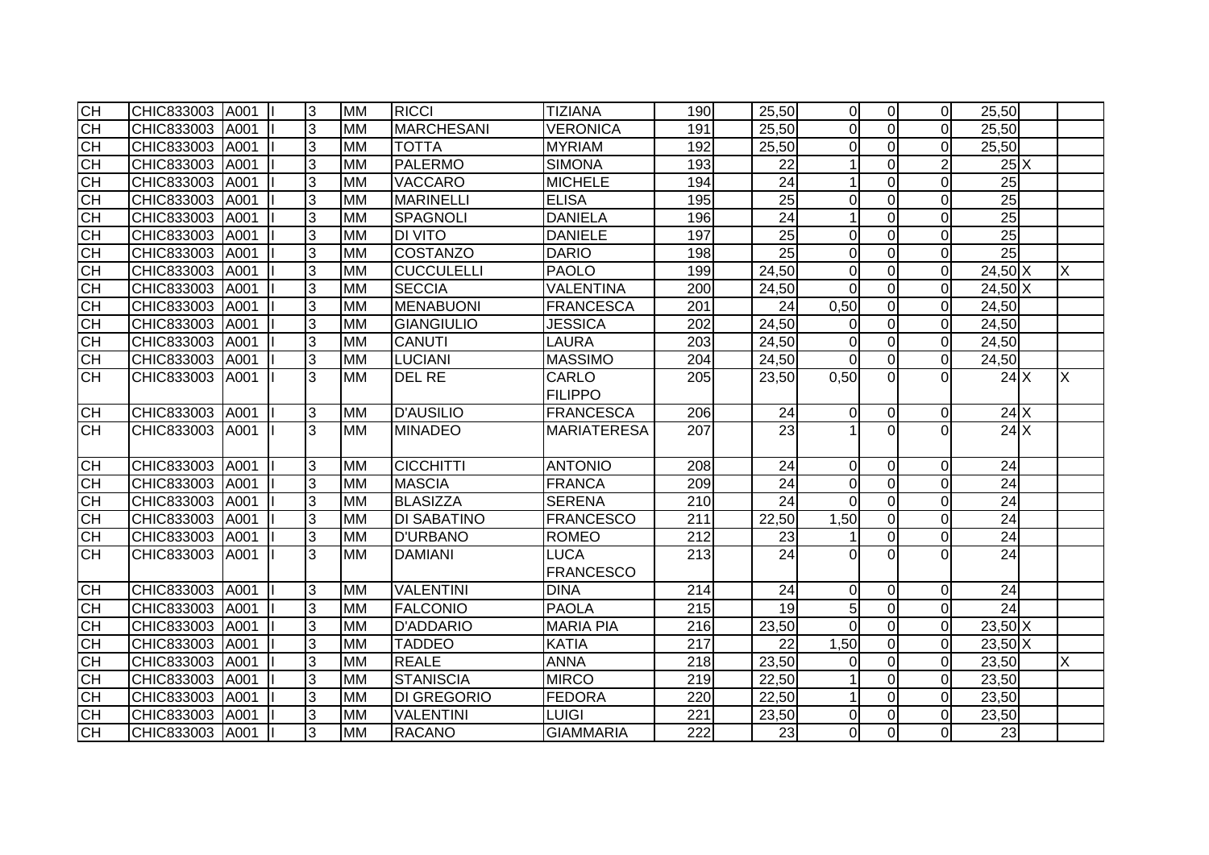| | | | | | | | | | | | | | | | | |
|---|---|---|---|---|---|---|---|---|---|---|---|---|---|---|---|---|
| CH | CHIC833003 | A001 | I | 3 | MM | RICCI | TIZIANA | 190 | | 25,50 | 0 | 0 | 0 | 25,50 | | |
| CH | CHIC833003 | A001 | I | 3 | MM | MARCHESANI | VERONICA | 191 | | 25,50 | 0 | 0 | 0 | 25,50 | | |
| CH | CHIC833003 | A001 | I | 3 | MM | TOTTA | MYRIAM | 192 | | 25,50 | 0 | 0 | 0 | 25,50 | | |
| CH | CHIC833003 | A001 | I | 3 | MM | PALERMO | SIMONA | 193 | | 22 | 1 | 0 | 2 | 25 | X | |
| CH | CHIC833003 | A001 | I | 3 | MM | VACCARO | MICHELE | 194 | | 24 | 1 | 0 | 0 | 25 | | |
| CH | CHIC833003 | A001 | I | 3 | MM | MARINELLI | ELISA | 195 | | 25 | 0 | 0 | 0 | 25 | | |
| CH | CHIC833003 | A001 | I | 3 | MM | SPAGNOLI | DANIELA | 196 | | 24 | 1 | 0 | 0 | 25 | | |
| CH | CHIC833003 | A001 | I | 3 | MM | DI VITO | DANIELE | 197 | | 25 | 0 | 0 | 0 | 25 | | |
| CH | CHIC833003 | A001 | I | 3 | MM | COSTANZO | DARIO | 198 | | 25 | 0 | 0 | 0 | 25 | | |
| CH | CHIC833003 | A001 | I | 3 | MM | CUCCULELLI | PAOLO | 199 | | 24,50 | 0 | 0 | 0 | 24,50 | X | X |
| CH | CHIC833003 | A001 | I | 3 | MM | SECCIA | VALENTINA | 200 | | 24,50 | 0 | 0 | 0 | 24,50 | X | |
| CH | CHIC833003 | A001 | I | 3 | MM | MENABUONI | FRANCESCA | 201 | | 24 | 0,50 | 0 | 0 | 24,50 | | |
| CH | CHIC833003 | A001 | I | 3 | MM | GIANGIULIO | JESSICA | 202 | | 24,50 | 0 | 0 | 0 | 24,50 | | |
| CH | CHIC833003 | A001 | I | 3 | MM | CANUTI | LAURA | 203 | | 24,50 | 0 | 0 | 0 | 24,50 | | |
| CH | CHIC833003 | A001 | I | 3 | MM | LUCIANI | MASSIMO | 204 | | 24,50 | 0 | 0 | 0 | 24,50 | | |
| CH | CHIC833003 | A001 | I | 3 | MM | DEL RE | CARLO FILIPPO | 205 | | 23,50 | 0,50 | 0 | 0 | 24 | X | X |
| CH | CHIC833003 | A001 | I | 3 | MM | D'AUSILIO | FRANCESCA | 206 | | 24 | 0 | 0 | 0 | 24 | X | |
| CH | CHIC833003 | A001 | I | 3 | MM | MINADEO | MARIATERESA | 207 | | 23 | 1 | 0 | 0 | 24 | X | |
| CH | CHIC833003 | A001 | I | 3 | MM | CICCHITTI | ANTONIO | 208 | | 24 | 0 | 0 | 0 | 24 | | |
| CH | CHIC833003 | A001 | I | 3 | MM | MASCIA | FRANCA | 209 | | 24 | 0 | 0 | 0 | 24 | | |
| CH | CHIC833003 | A001 | I | 3 | MM | BLASIZZA | SERENA | 210 | | 24 | 0 | 0 | 0 | 24 | | |
| CH | CHIC833003 | A001 | I | 3 | MM | DI SABATINO | FRANCESCO | 211 | | 22,50 | 1,50 | 0 | 0 | 24 | | |
| CH | CHIC833003 | A001 | I | 3 | MM | D'URBANO | ROMEO | 212 | | 23 | 1 | 0 | 0 | 24 | | |
| CH | CHIC833003 | A001 | I | 3 | MM | DAMIANI | LUCA FRANCESCO | 213 | | 24 | 0 | 0 | 0 | 24 | | |
| CH | CHIC833003 | A001 | I | 3 | MM | VALENTINI | DINA | 214 | | 24 | 0 | 0 | 0 | 24 | | |
| CH | CHIC833003 | A001 | I | 3 | MM | FALCONIO | PAOLA | 215 | | 19 | 5 | 0 | 0 | 24 | | |
| CH | CHIC833003 | A001 | I | 3 | MM | D'ADDARIO | MARIA PIA | 216 | | 23,50 | 0 | 0 | 0 | 23,50 | X | |
| CH | CHIC833003 | A001 | I | 3 | MM | TADDEO | KATIA | 217 | | 22 | 1,50 | 0 | 0 | 23,50 | X | |
| CH | CHIC833003 | A001 | I | 3 | MM | REALE | ANNA | 218 | | 23,50 | 0 | 0 | 0 | 23,50 | | X |
| CH | CHIC833003 | A001 | I | 3 | MM | STANISCIA | MIRCO | 219 | | 22,50 | 1 | 0 | 0 | 23,50 | | |
| CH | CHIC833003 | A001 | I | 3 | MM | DI GREGORIO | FEDORA | 220 | | 22,50 | 1 | 0 | 0 | 23,50 | | |
| CH | CHIC833003 | A001 | I | 3 | MM | VALENTINI | LUIGI | 221 | | 23,50 | 0 | 0 | 0 | 23,50 | | |
| CH | CHIC833003 | A001 | I | 3 | MM | RACANO | GIAMMARIA | 222 | | 23 | 0 | 0 | 0 | 23 | | |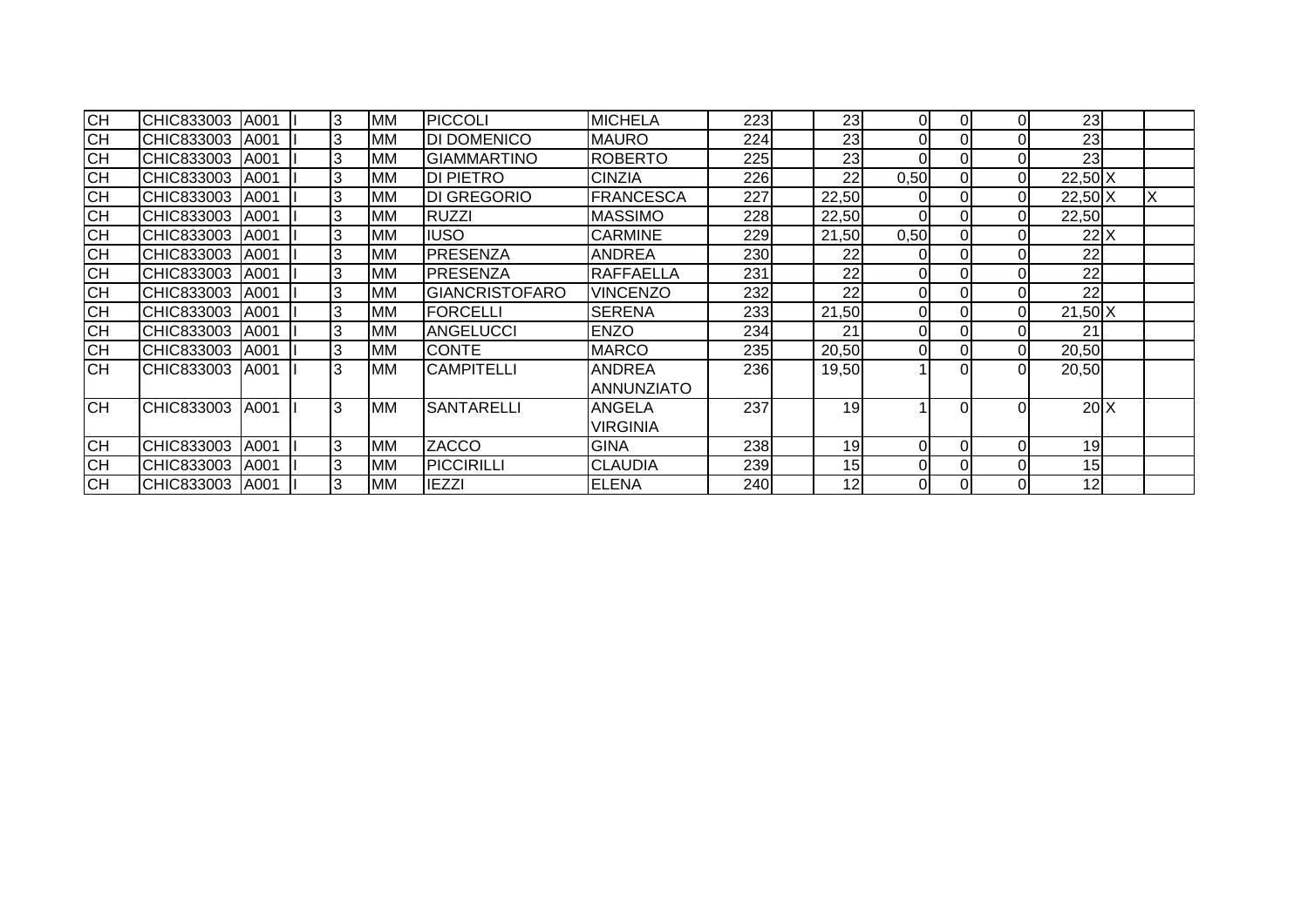| | | | | | | | | | | | | | | | | | |
|---|---|---|---|---|---|---|---|---|---|---|---|---|---|---|---|---|---|
| CH | CHIC833003 | A001 | I | | 3 | MM | PICCOLI | MICHELA | 223 | | 23 | 0 | 0 | 0 | 23 | | |
| CH | CHIC833003 | A001 | I | | 3 | MM | DI DOMENICO | MAURO | 224 | | 23 | 0 | 0 | 0 | 23 | | |
| CH | CHIC833003 | A001 | I | | 3 | MM | GIAMMARTINO | ROBERTO | 225 | | 23 | 0 | 0 | 0 | 23 | | |
| CH | CHIC833003 | A001 | I | | 3 | MM | DI PIETRO | CINZIA | 226 | | 22 | 0,50 | 0 | 0 | 22,50 | X | |
| CH | CHIC833003 | A001 | I | | 3 | MM | DI GREGORIO | FRANCESCA | 227 | | 22,50 | 0 | 0 | 0 | 22,50 | X | X |
| CH | CHIC833003 | A001 | I | | 3 | MM | RUZZI | MASSIMO | 228 | | 22,50 | 0 | 0 | 0 | 22,50 | | |
| CH | CHIC833003 | A001 | I | | 3 | MM | IUSO | CARMINE | 229 | | 21,50 | 0,50 | 0 | 0 | 22 | X | |
| CH | CHIC833003 | A001 | I | | 3 | MM | PRESENZA | ANDREA | 230 | | 22 | 0 | 0 | 0 | 22 | | |
| CH | CHIC833003 | A001 | I | | 3 | MM | PRESENZA | RAFFAELLA | 231 | | 22 | 0 | 0 | 0 | 22 | | |
| CH | CHIC833003 | A001 | I | | 3 | MM | GIANCRISTOFARO | VINCENZO | 232 | | 22 | 0 | 0 | 0 | 22 | | |
| CH | CHIC833003 | A001 | I | | 3 | MM | FORCELLI | SERENA | 233 | | 21,50 | 0 | 0 | 0 | 21,50 | X | |
| CH | CHIC833003 | A001 | I | | 3 | MM | ANGELUCCI | ENZO | 234 | | 21 | 0 | 0 | 0 | 21 | | |
| CH | CHIC833003 | A001 | I | | 3 | MM | CONTE | MARCO | 235 | | 20,50 | 0 | 0 | 0 | 20,50 | | |
| CH | CHIC833003 | A001 | I | | 3 | MM | CAMPITELLI | ANDREA ANNUNZIATO | 236 | | 19,50 | 1 | 0 | 0 | 20,50 | | |
| CH | CHIC833003 | A001 | I | | 3 | MM | SANTARELLI | ANGELA VIRGINIA | 237 | | 19 | 1 | 0 | 0 | 20 | X | |
| CH | CHIC833003 | A001 | I | | 3 | MM | ZACCO | GINA | 238 | | 19 | 0 | 0 | 0 | 19 | | |
| CH | CHIC833003 | A001 | I | | 3 | MM | PICCIRILLI | CLAUDIA | 239 | | 15 | 0 | 0 | 0 | 15 | | |
| CH | CHIC833003 | A001 | I | | 3 | MM | IEZZI | ELENA | 240 | | 12 | 0 | 0 | 0 | 12 | | |